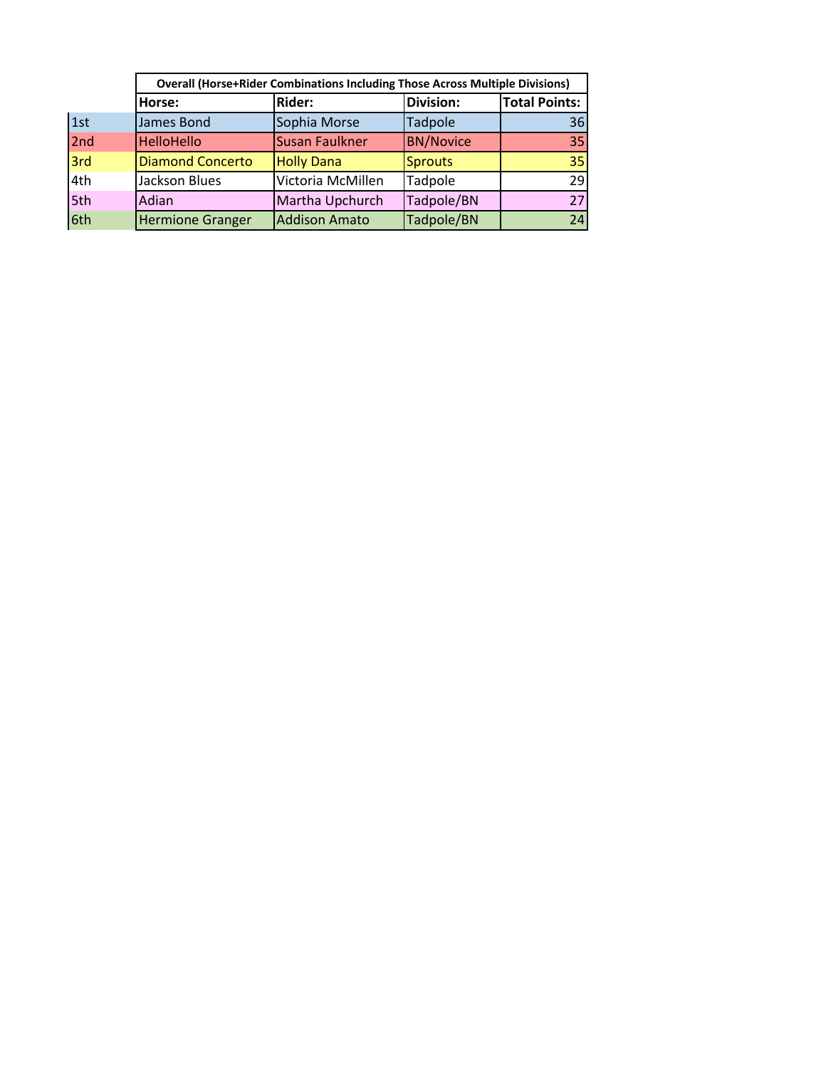| | Overall (Horse+Rider Combinations Including Those Across Multiple Divisions) | | | |
|---|---|---|---|---|
| | **Horse:** | **Rider:** | **Division:** | **Total Points:** |
| 1st | James Bond | Sophia Morse | Tadpole | 36 |
| 2nd | HelloHello | Susan Faulkner | BN/Novice | 35 |
| 3rd | Diamond Concerto | Holly Dana | Sprouts | 35 |
| 4th | Jackson Blues | Victoria McMillen | Tadpole | 29 |
| 5th | Adian | Martha Upchurch | Tadpole/BN | 27 |
| 6th | Hermione Granger | Addison Amato | Tadpole/BN | 24 |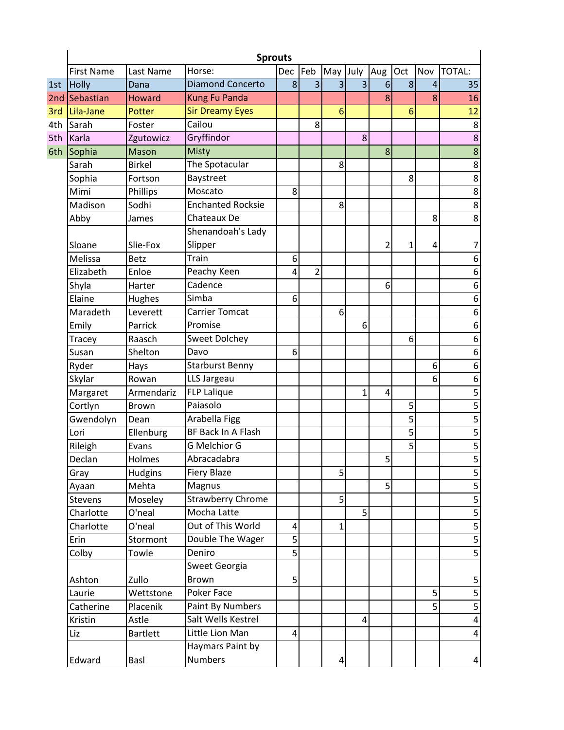| | Sprouts | | | | | | | | | | |
|---|---|---|---|---|---|---|---|---|---|---|---|
| | First Name | Last Name | Horse: | Dec | Feb | May | July | Aug | Oct | Nov | TOTAL: |
| 1st | Holly | Dana | Diamond Concerto | 8 | 3 | 3 | 3 | 6 | 8 | 4 | 35 |
| 2nd | Sebastian | Howard | Kung Fu Panda | | | | | 8 | | 8 | 16 |
| 3rd | Lila-Jane | Potter | Sir Dreamy Eyes | | | 6 | | | 6 | | 12 |
| 4th | Sarah | Foster | Cailou | | 8 | | | | | | 8 |
| 5th | Karla | Zgutowicz | Gryffindor | | | | 8 | | | | 8 |
| 6th | Sophia | Mason | Misty | | | | | 8 | | | 8 |
| | Sarah | Birkel | The Spotacular | | | 8 | | | | | 8 |
| | Sophia | Fortson | Baystreet | | | | | | 8 | | 8 |
| | Mimi | Phillips | Moscato | 8 | | | | | | | 8 |
| | Madison | Sodhi | Enchanted Rocksie | | | 8 | | | | | 8 |
| | Abby | James | Chateaux De | | | | | | | 8 | 8 |
| | Sloane | Slie-Fox | Shenandoah's Lady Slipper | | | | | 2 | 1 | 4 | 7 |
| | Melissa | Betz | Train | 6 | | | | | | | 6 |
| | Elizabeth | Enloe | Peachy Keen | 4 | 2 | | | | | | 6 |
| | Shyla | Harter | Cadence | | | | | 6 | | | 6 |
| | Elaine | Hughes | Simba | 6 | | | | | | | 6 |
| | Maradeth | Leverett | Carrier Tomcat | | | 6 | | | | | 6 |
| | Emily | Parrick | Promise | | | | 6 | | | | 6 |
| | Tracey | Raasch | Sweet Dolchey | | | | | | 6 | | 6 |
| | Susan | Shelton | Davo | 6 | | | | | | | 6 |
| | Ryder | Hays | Starburst Benny | | | | | | | 6 | 6 |
| | Skylar | Rowan | LLS Jargeau | | | | | | | 6 | 6 |
| | Margaret | Armendariz | FLP Lalique | | | | 1 | 4 | | | 5 |
| | Cortlyn | Brown | Paiasolo | | | | | | 5 | | 5 |
| | Gwendolyn | Dean | Arabella Figg | | | | | | 5 | | 5 |
| | Lori | Ellenburg | BF Back In A Flash | | | | | | 5 | | 5 |
| | Rileigh | Evans | G Melchior G | | | | | | 5 | | 5 |
| | Declan | Holmes | Abracadabra | | | | | 5 | | | 5 |
| | Gray | Hudgins | Fiery Blaze | | | 5 | | | | | 5 |
| | Ayaan | Mehta | Magnus | | | | | 5 | | | 5 |
| | Stevens | Moseley | Strawberry Chrome | | | 5 | | | | | 5 |
| | Charlotte | O'neal | Mocha Latte | | | | 5 | | | | 5 |
| | Charlotte | O'neal | Out of This World | 4 | | 1 | | | | | 5 |
| | Erin | Stormont | Double The Wager | 5 | | | | | | | 5 |
| | Colby | Towle | Deniro | 5 | | | | | | | 5 |
| | Ashton | Zullo | Sweet Georgia Brown | 5 | | | | | | | 5 |
| | Laurie | Wettstone | Poker Face | | | | | | | 5 | 5 |
| | Catherine | Placenik | Paint By Numbers | | | | | | | 5 | 5 |
| | Kristin | Astle | Salt Wells Kestrel | | | | 4 | | | | 4 |
| | Liz | Bartlett | Little Lion Man | 4 | | | | | | | 4 |
| | Edward | Basl | Haymars Paint by Numbers | | | 4 | | | | | 4 |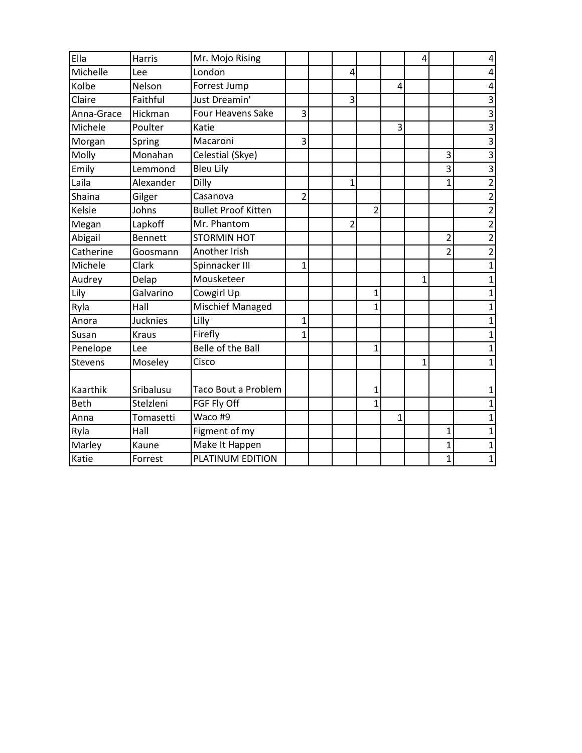| | | | | | | | | | | |
|---|---|---|---|---|---|---|---|---|---|---|
| Ella | Harris | Mr. Mojo Rising | | | | | | 4 | | 4 |
| Michelle | Lee | London | | | 4 | | | | | 4 |
| Kolbe | Nelson | Forrest Jump | | | | | 4 | | | 4 |
| Claire | Faithful | Just Dreamin' | | | 3 | | | | | 3 |
| Anna-Grace | Hickman | Four Heavens Sake | 3 | | | | | | | 3 |
| Michele | Poulter | Katie | | | | | 3 | | | 3 |
| Morgan | Spring | Macaroni | 3 | | | | | | | 3 |
| Molly | Monahan | Celestial (Skye) | | | | | | | 3 | 3 |
| Emily | Lemmond | Bleu Lily | | | | | | | 3 | 3 |
| Laila | Alexander | Dilly | | | 1 | | | | 1 | 2 |
| Shaina | Gilger | Casanova | 2 | | | | | | | 2 |
| Kelsie | Johns | Bullet Proof Kitten | | | | 2 | | | | 2 |
| Megan | Lapkoff | Mr. Phantom | | | 2 | | | | | 2 |
| Abigail | Bennett | STORMIN HOT | | | | | | | 2 | 2 |
| Catherine | Goosmann | Another Irish | | | | | | | 2 | 2 |
| Michele | Clark | Spinnacker III | 1 | | | | | | | 1 |
| Audrey | Delap | Mousketeer | | | | | | 1 | | 1 |
| Lily | Galvarino | Cowgirl Up | | | | 1 | | | | 1 |
| Ryla | Hall | Mischief Managed | | | | 1 | | | | 1 |
| Anora | Jucknies | Lilly | 1 | | | | | | | 1 |
| Susan | Kraus | Firefly | 1 | | | | | | | 1 |
| Penelope | Lee | Belle of the Ball | | | | 1 | | | | 1 |
| Stevens | Moseley | Cisco | | | | | | 1 | | 1 |
| Kaarthik | Sribalusu | Taco Bout a Problem | | | | 1 | | | | 1 |
| Beth | Stelzleni | FGF Fly Off | | | | 1 | | | | 1 |
| Anna | Tomasetti | Waco #9 | | | | | 1 | | | 1 |
| Ryla | Hall | Figment of my | | | | | | | 1 | 1 |
| Marley | Kaune | Make It Happen | | | | | | | 1 | 1 |
| Katie | Forrest | PLATINUM EDITION | | | | | | | 1 | 1 |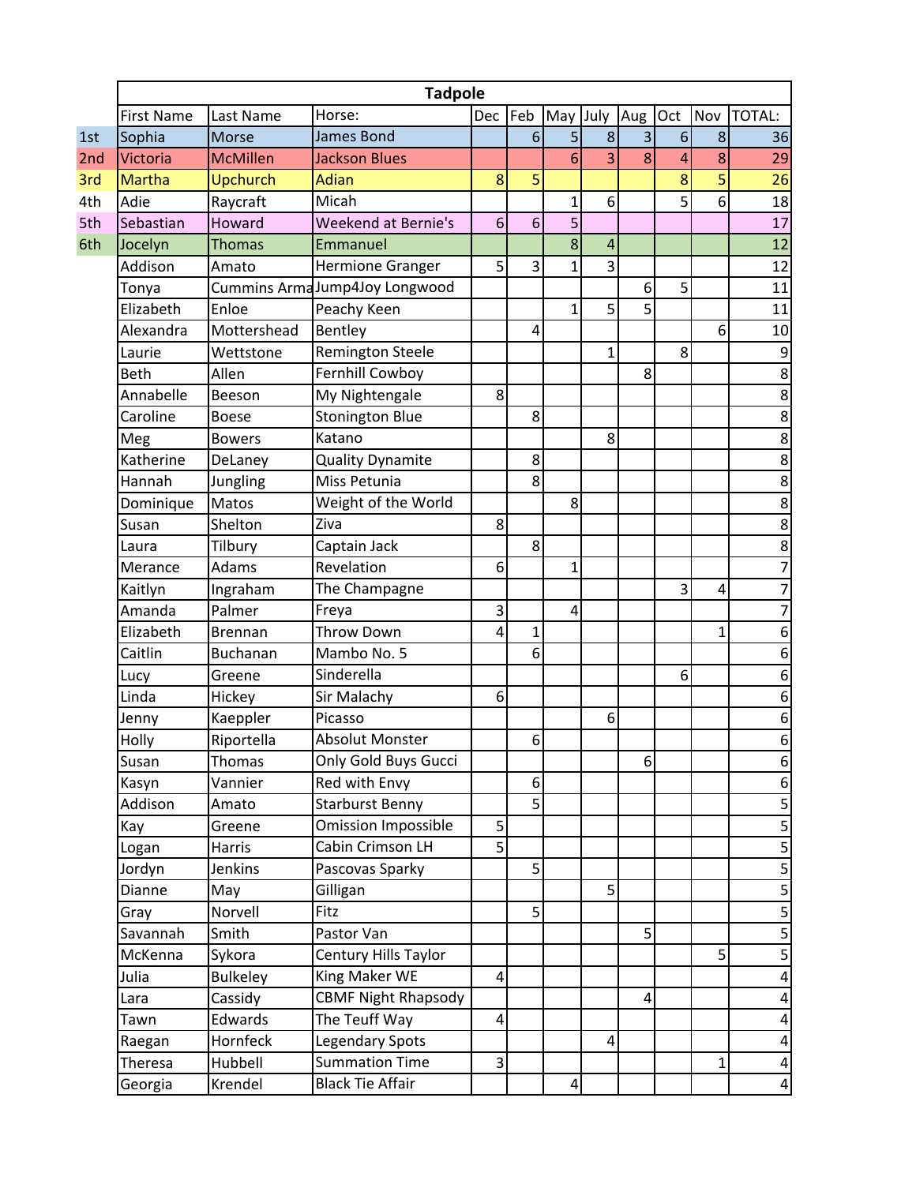| | Tadpole | | | | | | | | | | |
|---|---|---|---|---|---|---|---|---|---|---|---|
| | First Name | Last Name | Horse: | Dec | Feb | May | July | Aug | Oct | Nov | TOTAL: |
| 1st | Sophia | Morse | James Bond | | 6 | 5 | 8 | 3 | 6 | 8 | 36 |
| 2nd | Victoria | McMillen | Jackson Blues | | | 6 | 3 | 8 | 4 | 8 | 29 |
| 3rd | Martha | Upchurch | Adian | 8 | 5 | | | | 8 | 5 | 26 |
| 4th | Adie | Raycraft | Micah | | | 1 | 6 | | 5 | 6 | 18 |
| 5th | Sebastian | Howard | Weekend at Bernie's | 6 | 6 | 5 | | | | | 17 |
| 6th | Jocelyn | Thomas | Emmanuel | | | 8 | 4 | | | | 12 |
| | Addison | Amato | Hermione Granger | 5 | 3 | 1 | 3 | | | | 12 |
| | Tonya | Cummins Arma | Jump4Joy Longwood | | | | | 6 | 5 | | 11 |
| | Elizabeth | Enloe | Peachy Keen | | | 1 | 5 | 5 | | | 11 |
| | Alexandra | Mottershead | Bentley | | 4 | | | | | 6 | 10 |
| | Laurie | Wettstone | Remington Steele | | | | 1 | | 8 | | 9 |
| | Beth | Allen | Fernhill Cowboy | | | | | 8 | | | 8 |
| | Annabelle | Beeson | My Nightengale | 8 | | | | | | | 8 |
| | Caroline | Boese | Stonington Blue | | 8 | | | | | | 8 |
| | Meg | Bowers | Katano | | | | 8 | | | | 8 |
| | Katherine | DeLaney | Quality Dynamite | | 8 | | | | | | 8 |
| | Hannah | Jungling | Miss Petunia | | 8 | | | | | | 8 |
| | Dominique | Matos | Weight of the World | | | 8 | | | | | 8 |
| | Susan | Shelton | Ziva | 8 | | | | | | | 8 |
| | Laura | Tilbury | Captain Jack | | 8 | | | | | | 8 |
| | Merance | Adams | Revelation | 6 | | 1 | | | | | 7 |
| | Kaitlyn | Ingraham | The Champagne | | | | | | 3 | 4 | 7 |
| | Amanda | Palmer | Freya | 3 | | 4 | | | | | 7 |
| | Elizabeth | Brennan | Throw Down | 4 | 1 | | | | | 1 | 6 |
| | Caitlin | Buchanan | Mambo No. 5 | | 6 | | | | | | 6 |
| | Lucy | Greene | Sinderella | | | | | | 6 | | 6 |
| | Linda | Hickey | Sir Malachy | 6 | | | | | | | 6 |
| | Jenny | Kaeppler | Picasso | | | | 6 | | | | 6 |
| | Holly | Riportella | Absolut Monster | | 6 | | | | | | 6 |
| | Susan | Thomas | Only Gold Buys Gucci | | | | | 6 | | | 6 |
| | Kasyn | Vannier | Red with Envy | | 6 | | | | | | 6 |
| | Addison | Amato | Starburst Benny | | 5 | | | | | | 5 |
| | Kay | Greene | Omission Impossible | 5 | | | | | | | 5 |
| | Logan | Harris | Cabin Crimson LH | 5 | | | | | | | 5 |
| | Jordyn | Jenkins | Pascovas Sparky | | 5 | | | | | | 5 |
| | Dianne | May | Gilligan | | | | 5 | | | | 5 |
| | Gray | Norvell | Fitz | | 5 | | | | | | 5 |
| | Savannah | Smith | Pastor Van | | | | | 5 | | | 5 |
| | McKenna | Sykora | Century Hills Taylor | | | | | | | 5 | 5 |
| | Julia | Bulkeley | King Maker WE | 4 | | | | | | | 4 |
| | Lara | Cassidy | CBMF Night Rhapsody | | | | | 4 | | | 4 |
| | Tawn | Edwards | The Teuff Way | 4 | | | | | | | 4 |
| | Raegan | Hornfeck | Legendary Spots | | | | 4 | | | | 4 |
| | Theresa | Hubbell | Summation Time | 3 | | | | | | 1 | 4 |
| | Georgia | Krendel | Black Tie Affair | | | 4 | | | | | 4 |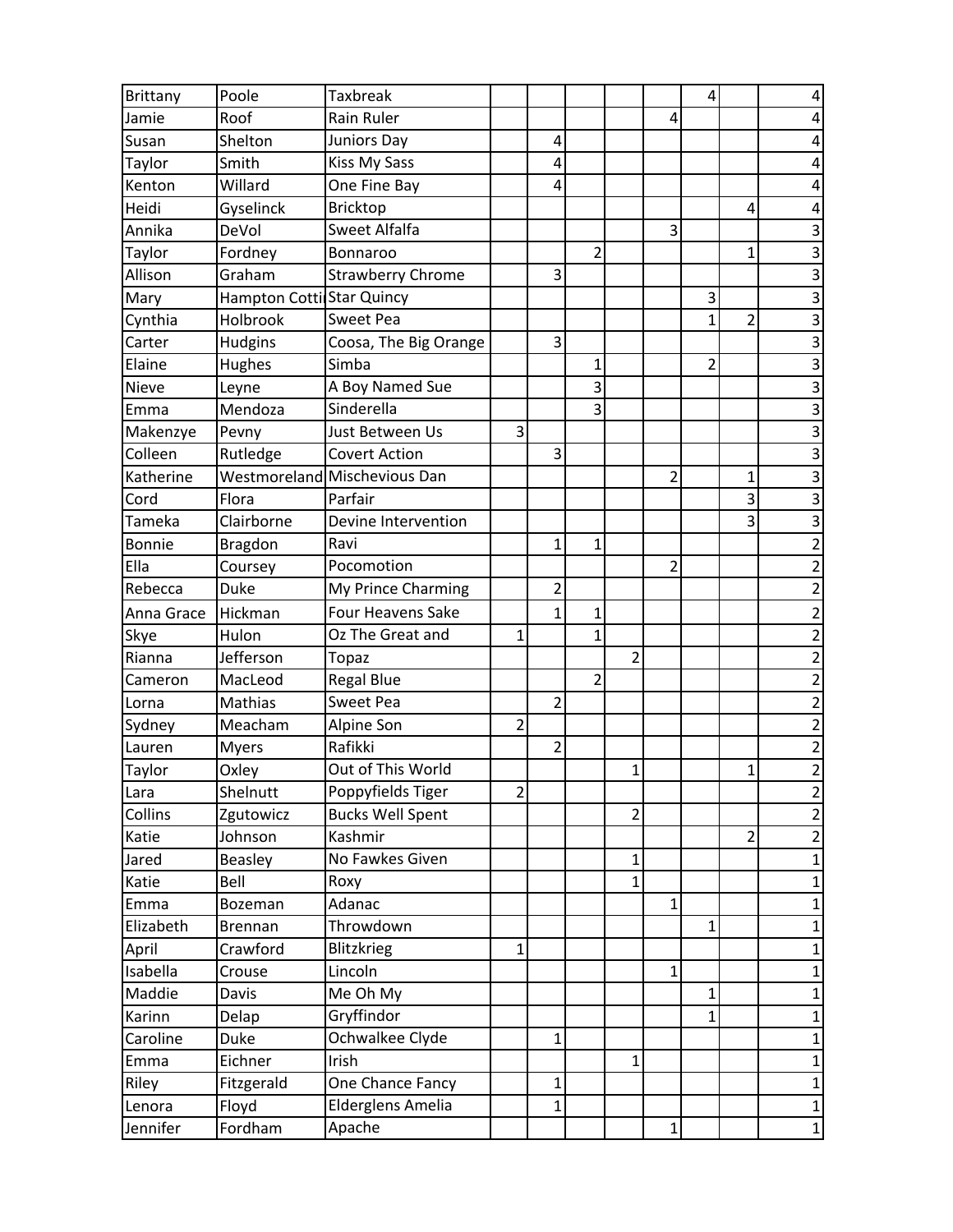| Brittany | Poole | Taxbreak | | | | | | 4 | | 4 |
|---|---|---|---|---|---|---|---|---|---|---|
| Jamie | Roof | Rain Ruler | | | | | 4 | | | 4 |
| Susan | Shelton | Juniors Day | | 4 | | | | | | 4 |
| Taylor | Smith | Kiss My Sass | | 4 | | | | | | 4 |
| Kenton | Willard | One Fine Bay | | 4 | | | | | | 4 |
| Heidi | Gyselinck | Bricktop | | | | | | | 4 | 4 |
| Annika | DeVol | Sweet Alfalfa | | | | | 3 | | | 3 |
| Taylor | Fordney | Bonnaroo | | | 2 | | | | 1 | 3 |
| Allison | Graham | Strawberry Chrome | | 3 | | | | | | 3 |
| Mary | Hampton Cotti | Star Quincy | | | | | | 3 | | 3 |
| Cynthia | Holbrook | Sweet Pea | | | | | | 1 | 2 | 3 |
| Carter | Hudgins | Coosa, The Big Orange | | 3 | | | | | | 3 |
| Elaine | Hughes | Simba | | | 1 | | | 2 | | 3 |
| Nieve | Leyne | A Boy Named Sue | | | 3 | | | | | 3 |
| Emma | Mendoza | Sinderella | | | 3 | | | | | 3 |
| Makenzye | Pevny | Just Between Us | 3 | | | | | | | 3 |
| Colleen | Rutledge | Covert Action | | 3 | | | | | | 3 |
| Katherine | Westmoreland | Mischevious Dan | | | | | 2 | | 1 | 3 |
| Cord | Flora | Parfair | | | | | | | 3 | 3 |
| Tameka | Clairborne | Devine Intervention | | | | | | | 3 | 3 |
| Bonnie | Bragdon | Ravi | | 1 | 1 | | | | | 2 |
| Ella | Coursey | Pocomotion | | | | | 2 | | | 2 |
| Rebecca | Duke | My Prince Charming | | 2 | | | | | | 2 |
| Anna Grace | Hickman | Four Heavens Sake | | 1 | 1 | | | | | 2 |
| Skye | Hulon | Oz The Great and | 1 | | 1 | | | | | 2 |
| Rianna | Jefferson | Topaz | | | | 2 | | | | 2 |
| Cameron | MacLeod | Regal Blue | | | 2 | | | | | 2 |
| Lorna | Mathias | Sweet Pea | | 2 | | | | | | 2 |
| Sydney | Meacham | Alpine Son | 2 | | | | | | | 2 |
| Lauren | Myers | Rafikki | | 2 | | | | | | 2 |
| Taylor | Oxley | Out of This World | | | | 1 | | | 1 | 2 |
| Lara | Shelnutt | Poppyfields Tiger | 2 | | | | | | | 2 |
| Collins | Zgutowicz | Bucks Well Spent | | | | 2 | | | | 2 |
| Katie | Johnson | Kashmir | | | | | | | 2 | 2 |
| Jared | Beasley | No Fawkes Given | | | | 1 | | | | 1 |
| Katie | Bell | Roxy | | | | 1 | | | | 1 |
| Emma | Bozeman | Adanac | | | | | 1 | | | 1 |
| Elizabeth | Brennan | Throwdown | | | | | | 1 | | 1 |
| April | Crawford | Blitzkrieg | 1 | | | | | | | 1 |
| Isabella | Crouse | Lincoln | | | | | 1 | | | 1 |
| Maddie | Davis | Me Oh My | | | | | | 1 | | 1 |
| Karinn | Delap | Gryffindor | | | | | | 1 | | 1 |
| Caroline | Duke | Ochwalkee Clyde | | 1 | | | | | | 1 |
| Emma | Eichner | Irish | | | | 1 | | | | 1 |
| Riley | Fitzgerald | One Chance Fancy | | 1 | | | | | | 1 |
| Lenora | Floyd | Elderglens Amelia | | 1 | | | | | | 1 |
| Jennifer | Fordham | Apache | | | | | 1 | | | 1 |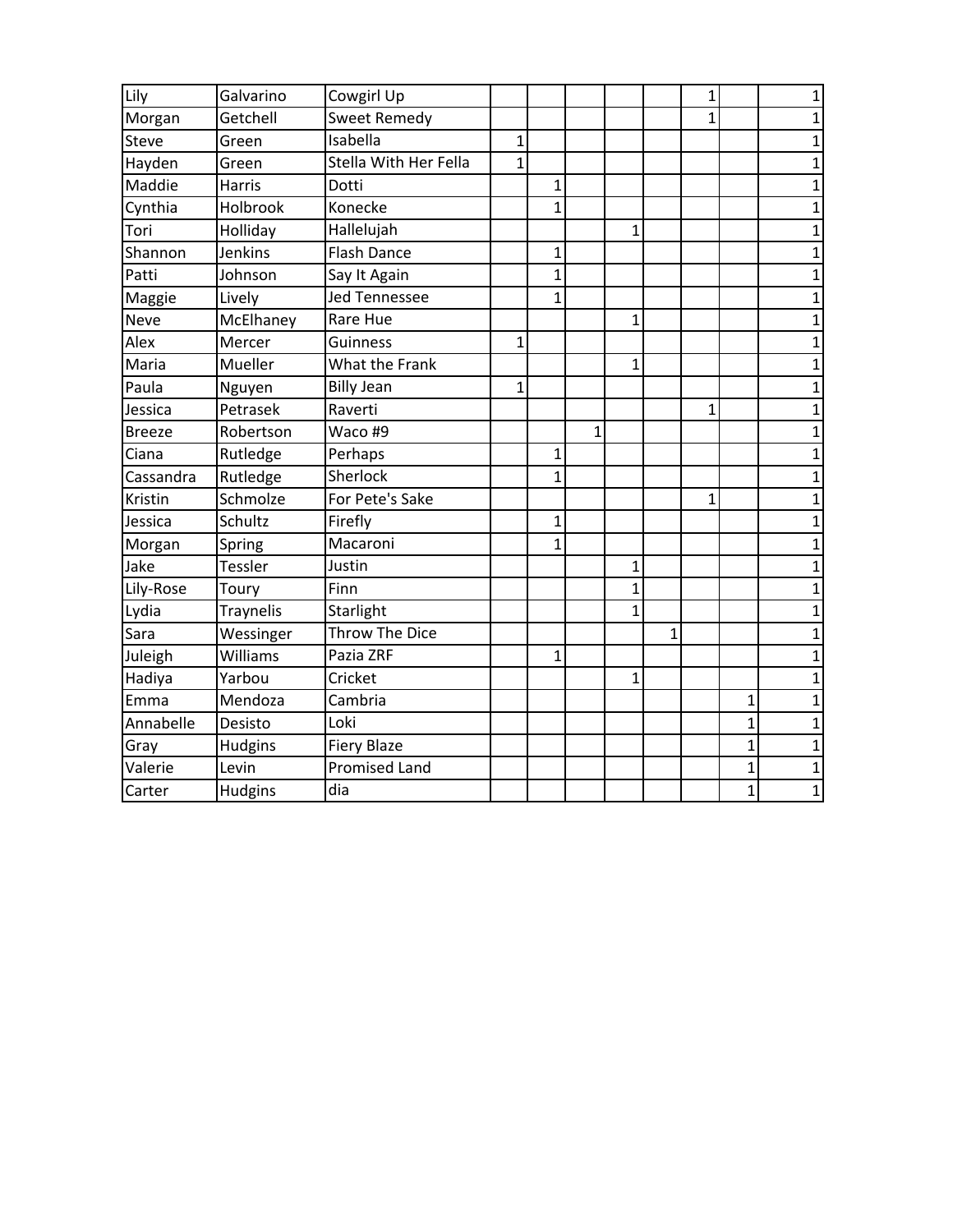| | | | | | | | | | | |
|---|---|---|---|---|---|---|---|---|---|---|
| Lily | Galvarino | Cowgirl Up | | | | | | 1 | | 1 |
| Morgan | Getchell | Sweet Remedy | | | | | | 1 | | 1 |
| Steve | Green | Isabella | 1 | | | | | | | 1 |
| Hayden | Green | Stella With Her Fella | 1 | | | | | | | 1 |
| Maddie | Harris | Dotti | | 1 | | | | | | 1 |
| Cynthia | Holbrook | Konecke | | 1 | | | | | | 1 |
| Tori | Holliday | Hallelujah | | | | 1 | | | | 1 |
| Shannon | Jenkins | Flash Dance | | 1 | | | | | | 1 |
| Patti | Johnson | Say It Again | | 1 | | | | | | 1 |
| Maggie | Lively | Jed Tennessee | | 1 | | | | | | 1 |
| Neve | McElhaney | Rare Hue | | | | 1 | | | | 1 |
| Alex | Mercer | Guinness | 1 | | | | | | | 1 |
| Maria | Mueller | What the Frank | | | | 1 | | | | 1 |
| Paula | Nguyen | Billy Jean | 1 | | | | | | | 1 |
| Jessica | Petrasek | Raverti | | | | | | 1 | | 1 |
| Breeze | Robertson | Waco #9 | | | 1 | | | | | 1 |
| Ciana | Rutledge | Perhaps | | 1 | | | | | | 1 |
| Cassandra | Rutledge | Sherlock | | 1 | | | | | | 1 |
| Kristin | Schmolze | For Pete's Sake | | | | | | 1 | | 1 |
| Jessica | Schultz | Firefly | | 1 | | | | | | 1 |
| Morgan | Spring | Macaroni | | 1 | | | | | | 1 |
| Jake | Tessler | Justin | | | | 1 | | | | 1 |
| Lily-Rose | Toury | Finn | | | | 1 | | | | 1 |
| Lydia | Traynelis | Starlight | | | | 1 | | | | 1 |
| Sara | Wessinger | Throw The Dice | | | | | 1 | | | 1 |
| Juleigh | Williams | Pazia ZRF | | 1 | | | | | | 1 |
| Hadiya | Yarbou | Cricket | | | | 1 | | | | 1 |
| Emma | Mendoza | Cambria | | | | | | | 1 | 1 |
| Annabelle | Desisto | Loki | | | | | | | 1 | 1 |
| Gray | Hudgins | Fiery Blaze | | | | | | | 1 | 1 |
| Valerie | Levin | Promised Land | | | | | | | 1 | 1 |
| Carter | Hudgins | dia | | | | | | | 1 | 1 |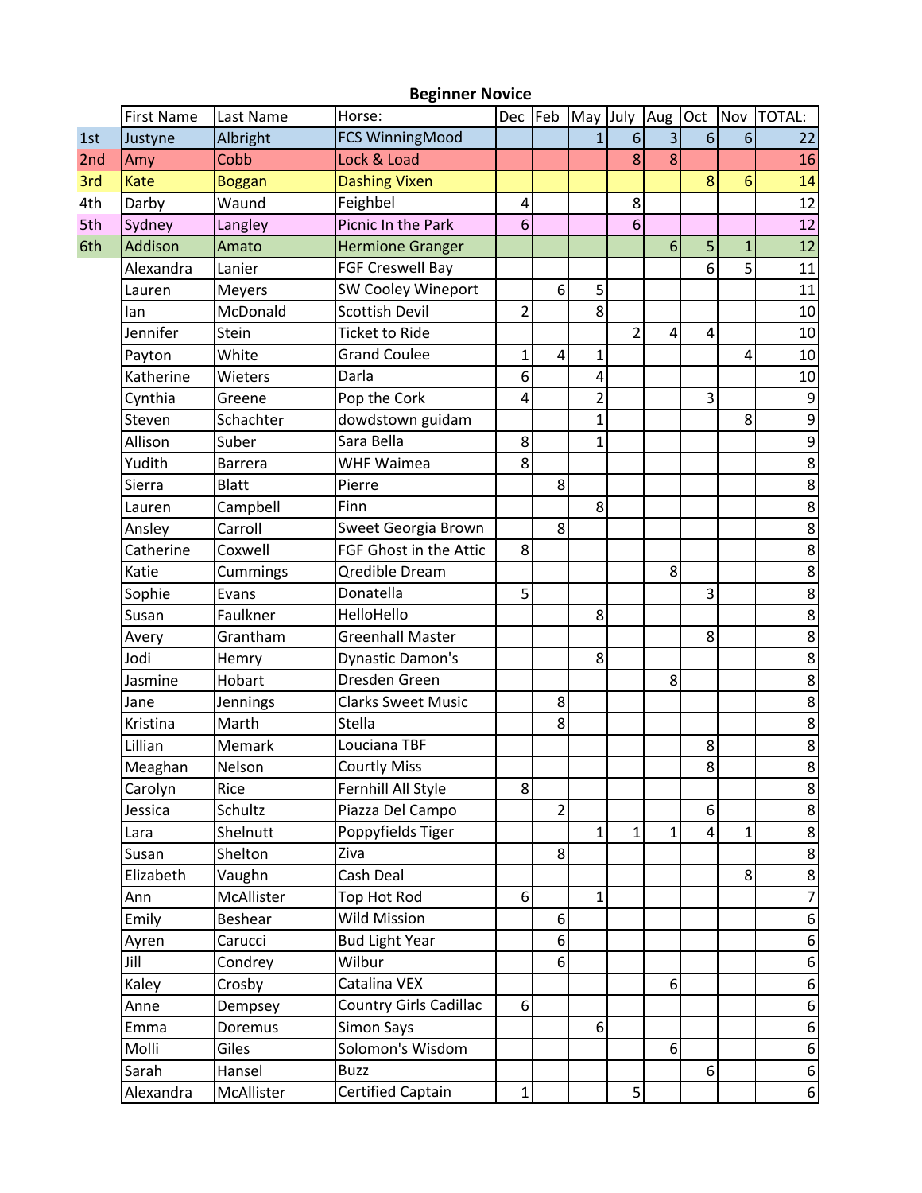**Beginner Novice**

| | First Name | Last Name | Horse: | Dec | Feb | May | July | Aug | Oct | Nov | TOTAL: |
|---|---|---|---|---|---|---|---|---|---|---|---|
| 1st | Justyne | Albright | FCS WinningMood | | | 1 | 6 | 3 | 6 | 6 | 22 |
| 2nd | Amy | Cobb | Lock & Load | | | | 8 | 8 | | | 16 |
| 3rd | Kate | Boggan | Dashing Vixen | | | | | | 8 | 6 | 14 |
| 4th | Darby | Waund | Feighbel | 4 | | | 8 | | | | 12 |
| 5th | Sydney | Langley | Picnic In the Park | 6 | | | 6 | | | | 12 |
| 6th | Addison | Amato | Hermione Granger | | | | | 6 | 5 | 1 | 12 |
| | Alexandra | Lanier | FGF Creswell Bay | | | | | | 6 | 5 | 11 |
| | Lauren | Meyers | SW Cooley Wineport | | 6 | 5 | | | | | 11 |
| | Ian | McDonald | Scottish Devil | 2 | | 8 | | | | | 10 |
| | Jennifer | Stein | Ticket to Ride | | | | 2 | 4 | 4 | | 10 |
| | Payton | White | Grand Coulee | 1 | 4 | 1 | | | | 4 | 10 |
| | Katherine | Wieters | Darla | 6 | | 4 | | | | | 10 |
| | Cynthia | Greene | Pop the Cork | 4 | | 2 | | | 3 | | 9 |
| | Steven | Schachter | dowdstown guidam | | | 1 | | | | 8 | 9 |
| | Allison | Suber | Sara Bella | 8 | | 1 | | | | | 9 |
| | Yudith | Barrera | WHF Waimea | 8 | | | | | | | 8 |
| | Sierra | Blatt | Pierre | | 8 | | | | | | 8 |
| | Lauren | Campbell | Finn | | | 8 | | | | | 8 |
| | Ansley | Carroll | Sweet Georgia Brown | | 8 | | | | | | 8 |
| | Catherine | Coxwell | FGF Ghost in the Attic | 8 | | | | | | | 8 |
| | Katie | Cummings | Qredible Dream | | | | | 8 | | | 8 |
| | Sophie | Evans | Donatella | 5 | | | | | 3 | | 8 |
| | Susan | Faulkner | HelloHello | | | 8 | | | | | 8 |
| | Avery | Grantham | Greenhall Master | | | | | | 8 | | 8 |
| | Jodi | Hemry | Dynastic Damon's | | | 8 | | | | | 8 |
| | Jasmine | Hobart | Dresden Green | | | | | 8 | | | 8 |
| | Jane | Jennings | Clarks Sweet Music | | 8 | | | | | | 8 |
| | Kristina | Marth | Stella | | 8 | | | | | | 8 |
| | Lillian | Memark | Louciana TBF | | | | | | 8 | | 8 |
| | Meaghan | Nelson | Courtly Miss | | | | | | 8 | | 8 |
| | Carolyn | Rice | Fernhill All Style | 8 | | | | | | | 8 |
| | Jessica | Schultz | Piazza Del Campo | | 2 | | | | 6 | | 8 |
| | Lara | Shelnutt | Poppyfields Tiger | | | 1 | 1 | 1 | 4 | 1 | 8 |
| | Susan | Shelton | Ziva | | 8 | | | | | | 8 |
| | Elizabeth | Vaughn | Cash Deal | | | | | | | 8 | 8 |
| | Ann | McAllister | Top Hot Rod | 6 | | 1 | | | | | 7 |
| | Emily | Beshear | Wild Mission | | 6 | | | | | | 6 |
| | Ayren | Carucci | Bud Light Year | | 6 | | | | | | 6 |
| | Jill | Condrey | Wilbur | | 6 | | | | | | 6 |
| | Kaley | Crosby | Catalina VEX | | | | | 6 | | | 6 |
| | Anne | Dempsey | Country Girls Cadillac | 6 | | | | | | | 6 |
| | Emma | Doremus | Simon Says | | | 6 | | | | | 6 |
| | Molli | Giles | Solomon's Wisdom | | | | | 6 | | | 6 |
| | Sarah | Hansel | Buzz | | | | | | 6 | | 6 |
| | Alexandra | McAllister | Certified Captain | 1 | | | 5 | | | | 6 |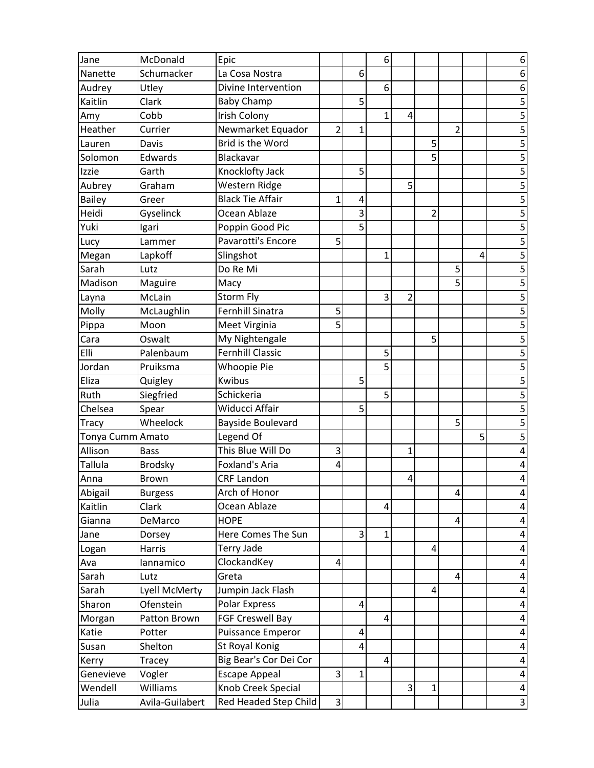| | | | | | | | | | | |
|---|---|---|---|---|---|---|---|---|---|---|
| Jane | McDonald | Epic | | | 6 | | | | | 6 |
| Nanette | Schumacker | La Cosa Nostra | | 6 | | | | | | 6 |
| Audrey | Utley | Divine Intervention | | | 6 | | | | | 6 |
| Kaitlin | Clark | Baby Champ | | 5 | | | | | | 5 |
| Amy | Cobb | Irish Colony | | | 1 | 4 | | | | 5 |
| Heather | Currier | Newmarket Equador | 2 | 1 | | | | 2 | | 5 |
| Lauren | Davis | Brid is the Word | | | | | 5 | | | 5 |
| Solomon | Edwards | Blackavar | | | | | 5 | | | 5 |
| Izzie | Garth | Knocklofty Jack | | 5 | | | | | | 5 |
| Aubrey | Graham | Western Ridge | | | | 5 | | | | 5 |
| Bailey | Greer | Black Tie Affair | 1 | 4 | | | | | | 5 |
| Heidi | Gyselinck | Ocean Ablaze | | 3 | | | 2 | | | 5 |
| Yuki | Igari | Poppin Good Pic | | 5 | | | | | | 5 |
| Lucy | Lammer | Pavarotti's Encore | 5 | | | | | | | 5 |
| Megan | Lapkoff | Slingshot | | | 1 | | | | 4 | 5 |
| Sarah | Lutz | Do Re Mi | | | | | | 5 | | 5 |
| Madison | Maguire | Macy | | | | | | 5 | | 5 |
| Layna | McLain | Storm Fly | | | 3 | 2 | | | | 5 |
| Molly | McLaughlin | Fernhill Sinatra | 5 | | | | | | | 5 |
| Pippa | Moon | Meet Virginia | 5 | | | | | | | 5 |
| Cara | Oswalt | My Nightengale | | | | | 5 | | | 5 |
| Elli | Palenbaum | Fernhill Classic | | | 5 | | | | | 5 |
| Jordan | Pruiksma | Whoopie Pie | | | 5 | | | | | 5 |
| Eliza | Quigley | Kwibus | | 5 | | | | | | 5 |
| Ruth | Siegfried | Schickeria | | | 5 | | | | | 5 |
| Chelsea | Spear | Widucci Affair | | 5 | | | | | | 5 |
| Tracy | Wheelock | Bayside Boulevard | | | | | | 5 | | 5 |
| Tonya Cumm | Amato | Legend Of | | | | | | | 5 | 5 |
| Allison | Bass | This Blue Will Do | 3 | | | 1 | | | | 4 |
| Tallula | Brodsky | Foxland's Aria | 4 | | | | | | | 4 |
| Anna | Brown | CRF Landon | | | | 4 | | | | 4 |
| Abigail | Burgess | Arch of Honor | | | | | | 4 | | 4 |
| Kaitlin | Clark | Ocean Ablaze | | | 4 | | | | | 4 |
| Gianna | DeMarco | HOPE | | | | | | 4 | | 4 |
| Jane | Dorsey | Here Comes The Sun | | 3 | 1 | | | | | 4 |
| Logan | Harris | Terry Jade | | | | | 4 | | | 4 |
| Ava | Iannamico | ClockandKey | 4 | | | | | | | 4 |
| Sarah | Lutz | Greta | | | | | | 4 | | 4 |
| Sarah | Lyell McMerty | Jumpin Jack Flash | | | | | 4 | | | 4 |
| Sharon | Ofenstein | Polar Express | | 4 | | | | | | 4 |
| Morgan | Patton Brown | FGF Creswell Bay | | | 4 | | | | | 4 |
| Katie | Potter | Puissance Emperor | | 4 | | | | | | 4 |
| Susan | Shelton | St Royal Konig | | 4 | | | | | | 4 |
| Kerry | Tracey | Big Bear's Cor Dei Cor | | | 4 | | | | | 4 |
| Genevieve | Vogler | Escape Appeal | 3 | 1 | | | | | | 4 |
| Wendell | Williams | Knob Creek Special | | | | 3 | 1 | | | 4 |
| Julia | Avila-Guilabert | Red Headed Step Child | 3 | | | | | | | 3 |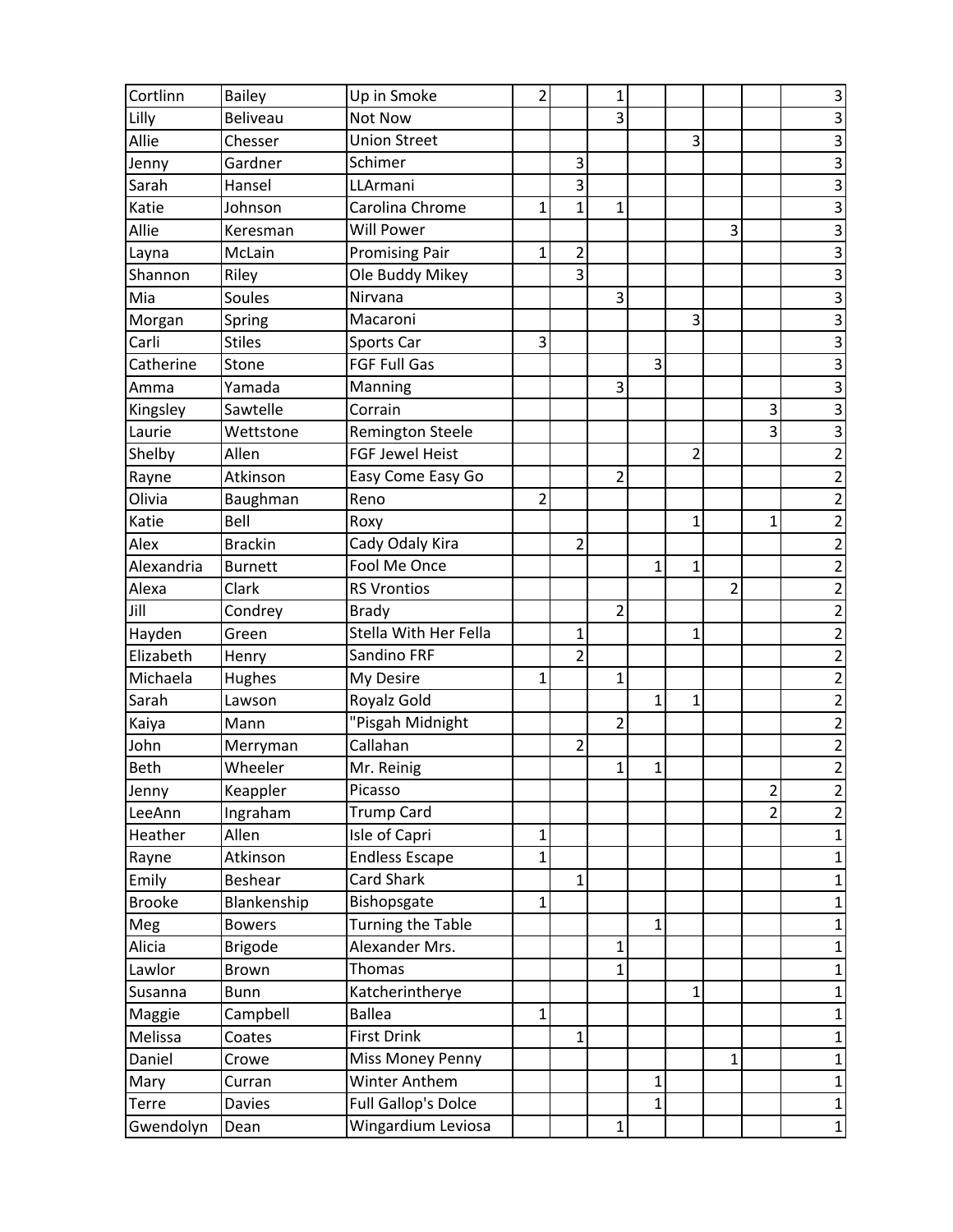| | | | | | | | | | | |
|---|---|---|---|---|---|---|---|---|---|---|
| Cortlinn | Bailey | Up in Smoke | 2 | | 1 | | | | | 3 |
| Lilly | Beliveau | Not Now | | | 3 | | | | | 3 |
| Allie | Chesser | Union Street | | | | | 3 | | | 3 |
| Jenny | Gardner | Schimer | | 3 | | | | | | 3 |
| Sarah | Hansel | LLArmani | | 3 | | | | | | 3 |
| Katie | Johnson | Carolina Chrome | 1 | 1 | 1 | | | | | 3 |
| Allie | Keresman | Will Power | | | | | | 3 | | 3 |
| Layna | McLain | Promising Pair | 1 | 2 | | | | | | 3 |
| Shannon | Riley | Ole Buddy Mikey | | 3 | | | | | | 3 |
| Mia | Soules | Nirvana | | | 3 | | | | | 3 |
| Morgan | Spring | Macaroni | | | | | 3 | | | 3 |
| Carli | Stiles | Sports Car | 3 | | | | | | | 3 |
| Catherine | Stone | FGF Full Gas | | | | 3 | | | | 3 |
| Amma | Yamada | Manning | | | 3 | | | | | 3 |
| Kingsley | Sawtelle | Corrain | | | | | | | 3 | 3 |
| Laurie | Wettstone | Remington Steele | | | | | | | 3 | 3 |
| Shelby | Allen | FGF Jewel Heist | | | | | 2 | | | 2 |
| Rayne | Atkinson | Easy Come Easy Go | | | 2 | | | | | 2 |
| Olivia | Baughman | Reno | 2 | | | | | | | 2 |
| Katie | Bell | Roxy | | | | | 1 | | 1 | 2 |
| Alex | Brackin | Cady Odaly Kira | | 2 | | | | | | 2 |
| Alexandria | Burnett | Fool Me Once | | | | 1 | 1 | | | 2 |
| Alexa | Clark | RS Vrontios | | | | | | 2 | | 2 |
| Jill | Condrey | Brady | | | 2 | | | | | 2 |
| Hayden | Green | Stella With Her Fella | | 1 | | | 1 | | | 2 |
| Elizabeth | Henry | Sandino FRF | | 2 | | | | | | 2 |
| Michaela | Hughes | My Desire | 1 | | 1 | | | | | 2 |
| Sarah | Lawson | Royalz Gold | | | | 1 | 1 | | | 2 |
| Kaiya | Mann | "Pisgah Midnight | | | 2 | | | | | 2 |
| John | Merryman | Callahan | | 2 | | | | | | 2 |
| Beth | Wheeler | Mr. Reinig | | | 1 | 1 | | | | 2 |
| Jenny | Keappler | Picasso | | | | | | | 2 | 2 |
| LeeAnn | Ingraham | Trump Card | | | | | | | 2 | 2 |
| Heather | Allen | Isle of Capri | 1 | | | | | | | 1 |
| Rayne | Atkinson | Endless Escape | 1 | | | | | | | 1 |
| Emily | Beshear | Card Shark | | 1 | | | | | | 1 |
| Brooke | Blankenship | Bishopsgate | 1 | | | | | | | 1 |
| Meg | Bowers | Turning the Table | | | | 1 | | | | 1 |
| Alicia | Brigode | Alexander Mrs. | | | 1 | | | | | 1 |
| Lawlor | Brown | Thomas | | | 1 | | | | | 1 |
| Susanna | Bunn | Katcherintherye | | | | | 1 | | | 1 |
| Maggie | Campbell | Ballea | 1 | | | | | | | 1 |
| Melissa | Coates | First Drink | | 1 | | | | | | 1 |
| Daniel | Crowe | Miss Money Penny | | | | | | 1 | | 1 |
| Mary | Curran | Winter Anthem | | | | 1 | | | | 1 |
| Terre | Davies | Full Gallop's Dolce | | | | 1 | | | | 1 |
| Gwendolyn | Dean | Wingardium Leviosa | | | 1 | | | | | 1 |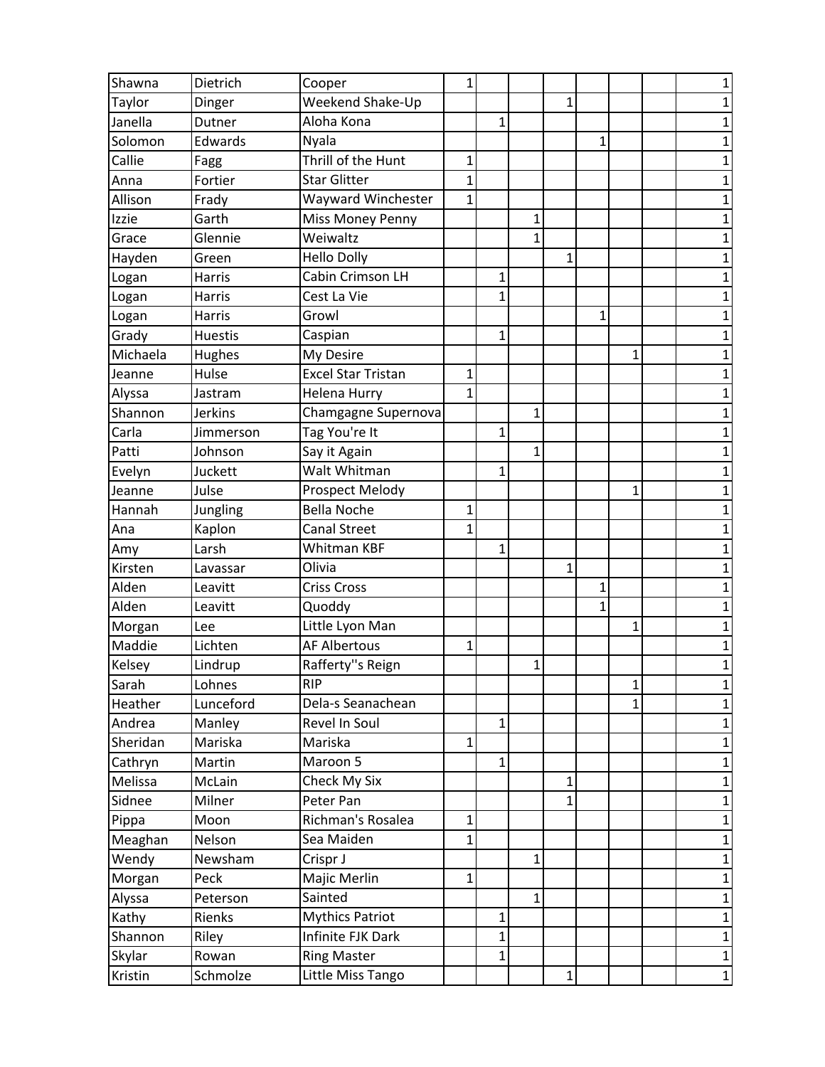| | | | | | | | | | | |
|---|---|---|---|---|---|---|---|---|---|---|
| Shawna | Dietrich | Cooper | 1 | | | | | | | 1 |
| Taylor | Dinger | Weekend Shake-Up | | | | 1 | | | | 1 |
| Janella | Dutner | Aloha Kona | | 1 | | | | | | 1 |
| Solomon | Edwards | Nyala | | | | | 1 | | | 1 |
| Callie | Fagg | Thrill of the Hunt | 1 | | | | | | | 1 |
| Anna | Fortier | Star Glitter | 1 | | | | | | | 1 |
| Allison | Frady | Wayward Winchester | 1 | | | | | | | 1 |
| Izzie | Garth | Miss Money Penny | | | 1 | | | | | 1 |
| Grace | Glennie | Weiwaltz | | | 1 | | | | | 1 |
| Hayden | Green | Hello Dolly | | | | 1 | | | | 1 |
| Logan | Harris | Cabin Crimson LH | | 1 | | | | | | 1 |
| Logan | Harris | Cest La Vie | | 1 | | | | | | 1 |
| Logan | Harris | Growl | | | | | 1 | | | 1 |
| Grady | Huestis | Caspian | | 1 | | | | | | 1 |
| Michaela | Hughes | My Desire | | | | | | 1 | | 1 |
| Jeanne | Hulse | Excel Star Tristan | 1 | | | | | | | 1 |
| Alyssa | Jastram | Helena Hurry | 1 | | | | | | | 1 |
| Shannon | Jerkins | Chamgagne Supernova | | | 1 | | | | | 1 |
| Carla | Jimmerson | Tag You're It | | 1 | | | | | | 1 |
| Patti | Johnson | Say it Again | | | 1 | | | | | 1 |
| Evelyn | Juckett | Walt Whitman | | 1 | | | | | | 1 |
| Jeanne | Julse | Prospect Melody | | | | | | 1 | | 1 |
| Hannah | Jungling | Bella Noche | 1 | | | | | | | 1 |
| Ana | Kaplon | Canal Street | 1 | | | | | | | 1 |
| Amy | Larsh | Whitman KBF | | 1 | | | | | | 1 |
| Kirsten | Lavassar | Olivia | | | | 1 | | | | 1 |
| Alden | Leavitt | Criss Cross | | | | | 1 | | | 1 |
| Alden | Leavitt | Quoddy | | | | | 1 | | | 1 |
| Morgan | Lee | Little Lyon Man | | | | | | 1 | | 1 |
| Maddie | Lichten | AF Albertous | 1 | | | | | | | 1 |
| Kelsey | Lindrup | Rafferty''s Reign | | | 1 | | | | | 1 |
| Sarah | Lohnes | RIP | | | | | | 1 | | 1 |
| Heather | Lunceford | Dela-s Seanachean | | | | | | 1 | | 1 |
| Andrea | Manley | Revel In Soul | | 1 | | | | | | 1 |
| Sheridan | Mariska | Mariska | 1 | | | | | | | 1 |
| Cathryn | Martin | Maroon 5 | | 1 | | | | | | 1 |
| Melissa | McLain | Check My Six | | | | 1 | | | | 1 |
| Sidnee | Milner | Peter Pan | | | | 1 | | | | 1 |
| Pippa | Moon | Richman's Rosalea | 1 | | | | | | | 1 |
| Meaghan | Nelson | Sea Maiden | 1 | | | | | | | 1 |
| Wendy | Newsham | Crispr J | | | 1 | | | | | 1 |
| Morgan | Peck | Majic Merlin | 1 | | | | | | | 1 |
| Alyssa | Peterson | Sainted | | | 1 | | | | | 1 |
| Kathy | Rienks | Mythics Patriot | | 1 | | | | | | 1 |
| Shannon | Riley | Infinite FJK Dark | | 1 | | | | | | 1 |
| Skylar | Rowan | Ring Master | | 1 | | | | | | 1 |
| Kristin | Schmolze | Little Miss Tango | | | | 1 | | | | 1 |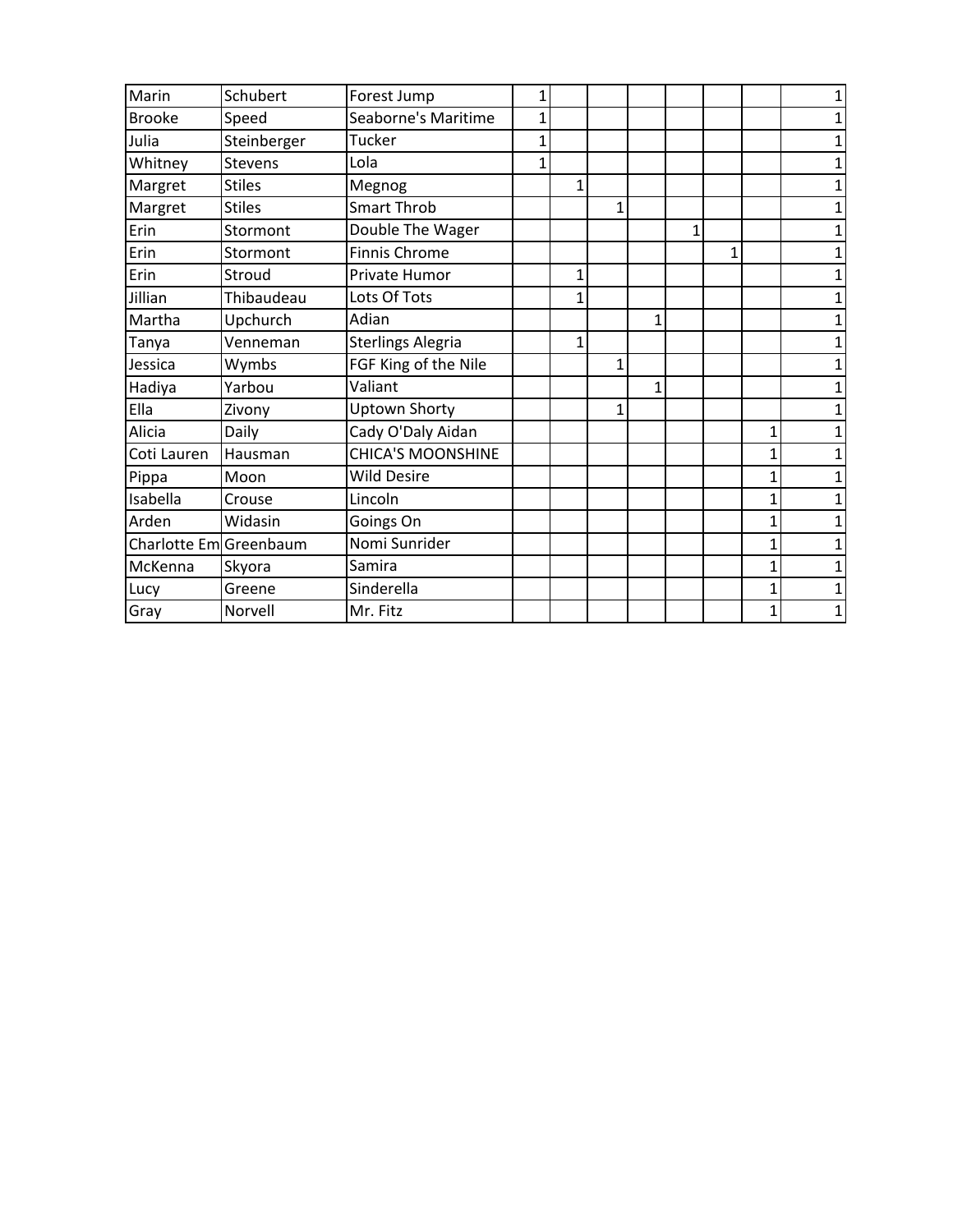| | | | | | | | | | | |
|---|---|---|---|---|---|---|---|---|---|---|
| Marin | Schubert | Forest Jump | 1 | | | | | | | 1 |
| Brooke | Speed | Seaborne's Maritime | 1 | | | | | | | 1 |
| Julia | Steinberger | Tucker | 1 | | | | | | | 1 |
| Whitney | Stevens | Lola | 1 | | | | | | | 1 |
| Margret | Stiles | Megnog | | 1 | | | | | | 1 |
| Margret | Stiles | Smart Throb | | | 1 | | | | | 1 |
| Erin | Stormont | Double The Wager | | | | | 1 | | | 1 |
| Erin | Stormont | Finnis Chrome | | | | | | 1 | | 1 |
| Erin | Stroud | Private Humor | | 1 | | | | | | 1 |
| Jillian | Thibaudeau | Lots Of Tots | | 1 | | | | | | 1 |
| Martha | Upchurch | Adian | | | | 1 | | | | 1 |
| Tanya | Venneman | Sterlings Alegria | | 1 | | | | | | 1 |
| Jessica | Wymbs | FGF King of the Nile | | | 1 | | | | | 1 |
| Hadiya | Yarbou | Valiant | | | | 1 | | | | 1 |
| Ella | Zivony | Uptown Shorty | | | 1 | | | | | 1 |
| Alicia | Daily | Cady O'Daly Aidan | | | | | | | 1 | 1 |
| Coti Lauren | Hausman | CHICA'S MOONSHINE | | | | | | | 1 | 1 |
| Pippa | Moon | Wild Desire | | | | | | | 1 | 1 |
| Isabella | Crouse | Lincoln | | | | | | | 1 | 1 |
| Arden | Widasin | Goings On | | | | | | | 1 | 1 |
| Charlotte Em | Greenbaum | Nomi Sunrider | | | | | | | 1 | 1 |
| McKenna | Skyora | Samira | | | | | | | 1 | 1 |
| Lucy | Greene | Sinderella | | | | | | | 1 | 1 |
| Gray | Norvell | Mr. Fitz | | | | | | | 1 | 1 |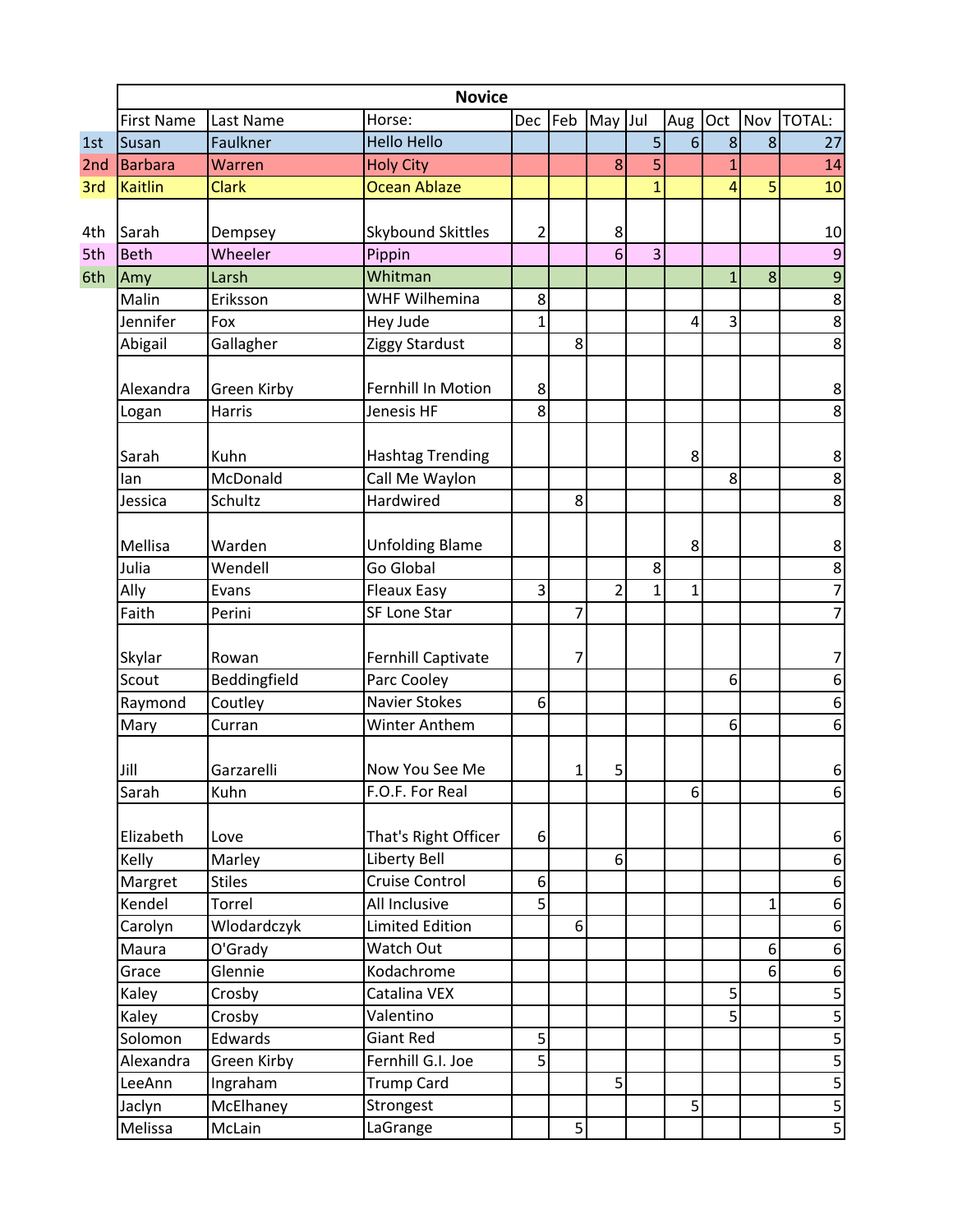| | Novice | | | | | | | | | | |
|---|---|---|---|---|---|---|---|---|---|---|---|
| | First Name | Last Name | Horse: | Dec | Feb | May | Jul | Aug | Oct | Nov | TOTAL: |
| 1st | Susan | Faulkner | Hello Hello | | | | 5 | 6 | 8 | 8 | 27 |
| 2nd | Barbara | Warren | Holy City | | | 8 | 5 | | 1 | | 14 |
| 3rd | Kaitlin | Clark | Ocean Ablaze | | | | 1 | | 4 | 5 | 10 |
| 4th | Sarah | Dempsey | Skybound Skittles | 2 | | 8 | | | | | 10 |
| 5th | Beth | Wheeler | Pippin | | | 6 | 3 | | | | 9 |
| 6th | Amy | Larsh | Whitman | | | | | | 1 | 8 | 9 |
| | Malin | Eriksson | WHF Wilhemina | 8 | | | | | | | 8 |
| | Jennifer | Fox | Hey Jude | 1 | | | | 4 | 3 | | 8 |
| | Abigail | Gallagher | Ziggy Stardust | | 8 | | | | | | 8 |
| | Alexandra | Green Kirby | Fernhill In Motion | 8 | | | | | | | 8 |
| | Logan | Harris | Jenesis HF | 8 | | | | | | | 8 |
| | Sarah | Kuhn | Hashtag Trending | | | | | 8 | | | 8 |
| | Ian | McDonald | Call Me Waylon | | | | | | 8 | | 8 |
| | Jessica | Schultz | Hardwired | | 8 | | | | | | 8 |
| | Mellisa | Warden | Unfolding Blame | | | | | 8 | | | 8 |
| | Julia | Wendell | Go Global | | | | 8 | | | | 8 |
| | Ally | Evans | Fleaux Easy | 3 | | 2 | 1 | 1 | | | 7 |
| | Faith | Perini | SF Lone Star | | 7 | | | | | | 7 |
| | Skylar | Rowan | Fernhill Captivate | | 7 | | | | | | 7 |
| | Scout | Beddingfield | Parc Cooley | | | | | | 6 | | 6 |
| | Raymond | Coutley | Navier Stokes | 6 | | | | | | | 6 |
| | Mary | Curran | Winter Anthem | | | | | | 6 | | 6 |
| | Jill | Garzarelli | Now You See Me | | 1 | 5 | | | | | 6 |
| | Sarah | Kuhn | F.O.F. For Real | | | | | 6 | | | 6 |
| | Elizabeth | Love | That's Right Officer | 6 | | | | | | | 6 |
| | Kelly | Marley | Liberty Bell | | | 6 | | | | | 6 |
| | Margret | Stiles | Cruise Control | 6 | | | | | | | 6 |
| | Kendel | Torrel | All Inclusive | 5 | | | | | | 1 | 6 |
| | Carolyn | Wlodardczyk | Limited Edition | | 6 | | | | | | 6 |
| | Maura | O'Grady | Watch Out | | | | | | | 6 | 6 |
| | Grace | Glennie | Kodachrome | | | | | | | 6 | 6 |
| | Kaley | Crosby | Catalina VEX | | | | | | 5 | | 5 |
| | Kaley | Crosby | Valentino | | | | | | 5 | | 5 |
| | Solomon | Edwards | Giant Red | 5 | | | | | | | 5 |
| | Alexandra | Green Kirby | Fernhill G.I. Joe | 5 | | | | | | | 5 |
| | LeeAnn | Ingraham | Trump Card | | | 5 | | | | | 5 |
| | Jaclyn | McElhaney | Strongest | | | | | 5 | | | 5 |
| | Melissa | McLain | LaGrange | | 5 | | | | | | 5 |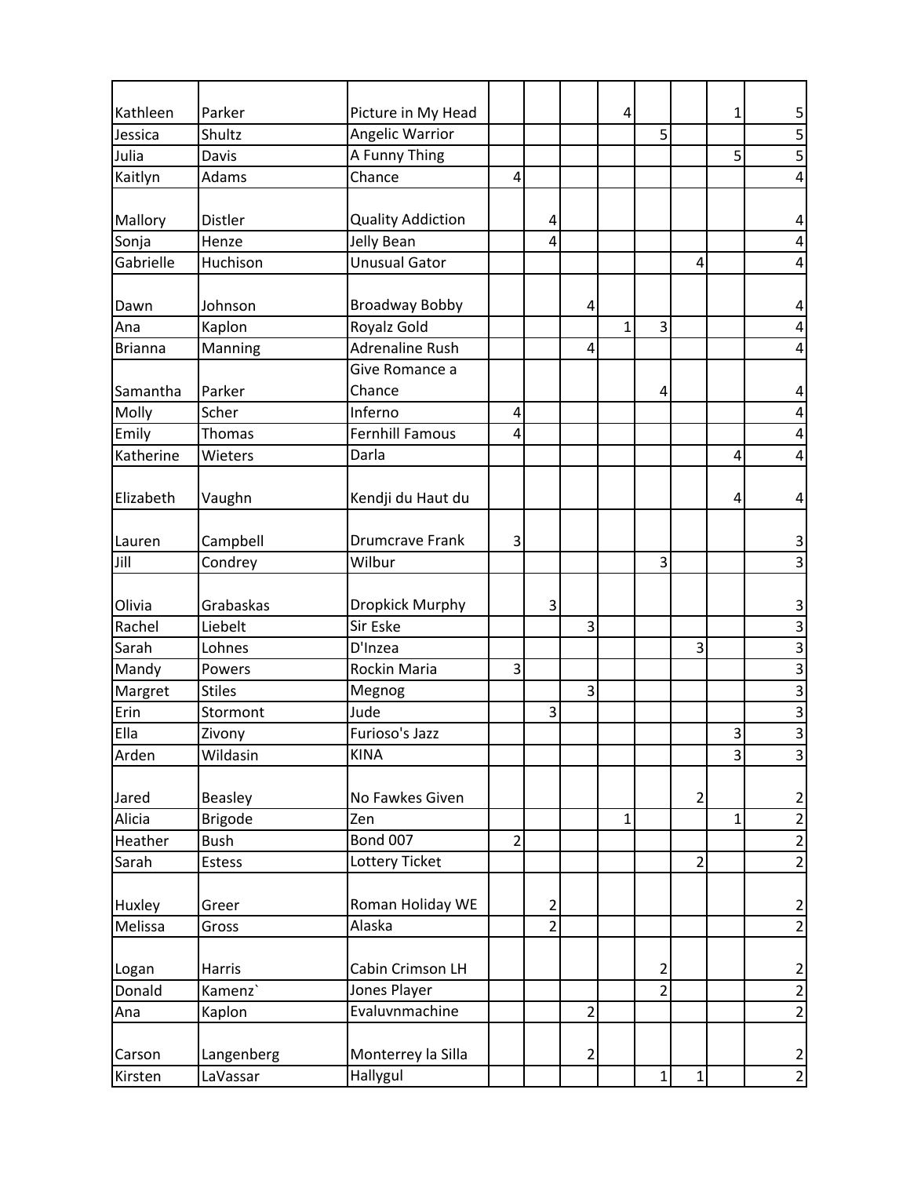| | | | | | | | | | | |
|---|---|---|---|---|---|---|---|---|---|---|
| Kathleen | Parker | Picture in My Head | | | | 4 | | | 1 | 5 |
| Jessica | Shultz | Angelic Warrior | | | | | 5 | | | 5 |
| Julia | Davis | A Funny Thing | | | | | | | 5 | 5 |
| Kaitlyn | Adams | Chance | 4 | | | | | | | 4 |
| Mallory | Distler | Quality Addiction | | 4 | | | | | | 4 |
| Sonja | Henze | Jelly Bean | | 4 | | | | | | 4 |
| Gabrielle | Huchison | Unusual Gator | | | | | | 4 | | 4 |
| Dawn | Johnson | Broadway Bobby | | | 4 | | | | | 4 |
| Ana | Kaplon | Royalz Gold | | | | 1 | 3 | | | 4 |
| Brianna | Manning | Adrenaline Rush | | | 4 | | | | | 4 |
| Samantha | Parker | Give Romance a Chance | | | | | 4 | | | 4 |
| Molly | Scher | Inferno | 4 | | | | | | | 4 |
| Emily | Thomas | Fernhill Famous | 4 | | | | | | | 4 |
| Katherine | Wieters | Darla | | | | | | | 4 | 4 |
| Elizabeth | Vaughn | Kendji du Haut du | | | | | | | 4 | 4 |
| Lauren | Campbell | Drumcrave Frank | 3 | | | | | | | 3 |
| Jill | Condrey | Wilbur | | | | | 3 | | | 3 |
| Olivia | Grabaskas | Dropkick Murphy | | 3 | | | | | | 3 |
| Rachel | Liebelt | Sir Eske | | | 3 | | | | | 3 |
| Sarah | Lohnes | D'Inzea | | | | | | 3 | | 3 |
| Mandy | Powers | Rockin Maria | 3 | | | | | | | 3 |
| Margret | Stiles | Megnog | | | 3 | | | | | 3 |
| Erin | Stormont | Jude | | 3 | | | | | | 3 |
| Ella | Zivony | Furioso's Jazz | | | | | | | 3 | 3 |
| Arden | Wildasin | KINA | | | | | | | 3 | 3 |
| Jared | Beasley | No Fawkes Given | | | | | | 2 | | 2 |
| Alicia | Brigode | Zen | | | | 1 | | | 1 | 2 |
| Heather | Bush | Bond 007 | 2 | | | | | | | 2 |
| Sarah | Estess | Lottery Ticket | | | | | | 2 | | 2 |
| Huxley | Greer | Roman Holiday WE | | 2 | | | | | | 2 |
| Melissa | Gross | Alaska | | 2 | | | | | | 2 |
| Logan | Harris | Cabin Crimson LH | | | | | 2 | | | 2 |
| Donald | Kamenz` | Jones Player | | | | | 2 | | | 2 |
| Ana | Kaplon | Evaluvnmachine | | | 2 | | | | | 2 |
| Carson | Langenberg | Monterrey la Silla | | | 2 | | | | | 2 |
| Kirsten | LaVassar | Hallygul | | | | | 1 | 1 | | 2 |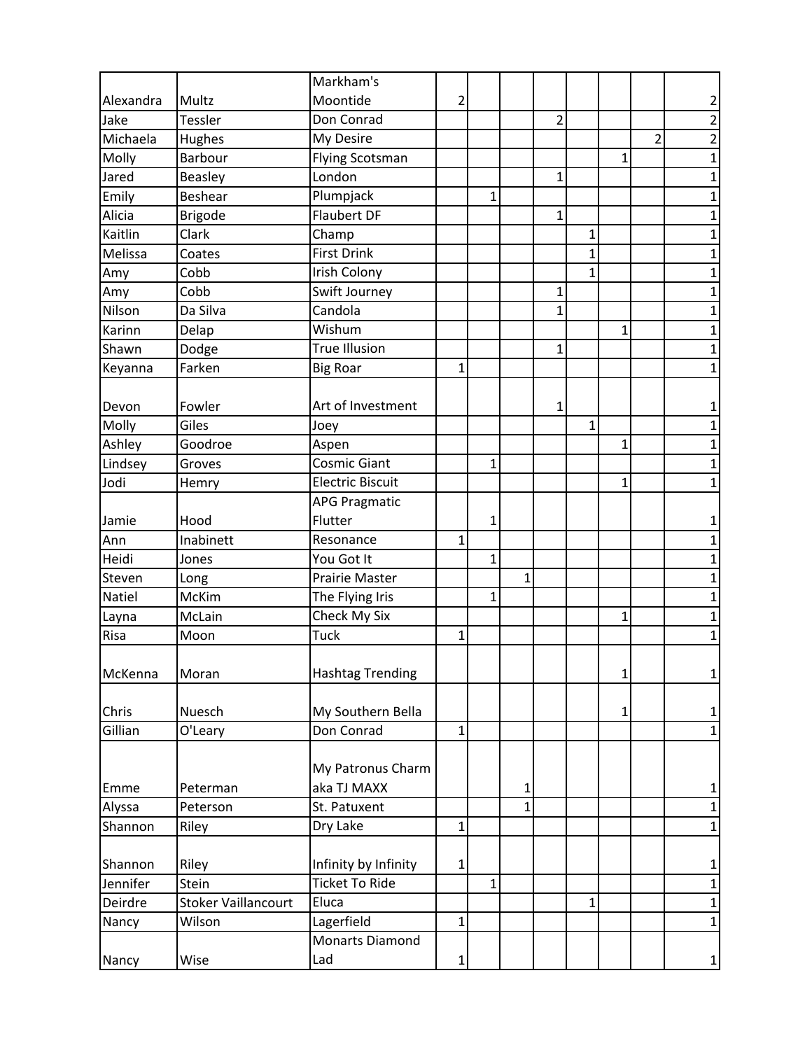| | | | | | | | | | | |
|---|---|---|---|---|---|---|---|---|---|---|
| Alexandra | Multz | Markham's Moontide | 2 | | | | | | | 2 |
| Jake | Tessler | Don Conrad | | | | 2 | | | | 2 |
| Michaela | Hughes | My Desire | | | | | | | 2 | 2 |
| Molly | Barbour | Flying Scotsman | | | | | | 1 | | 1 |
| Jared | Beasley | London | | | | 1 | | | | 1 |
| Emily | Beshear | Plumpjack | | 1 | | | | | | 1 |
| Alicia | Brigode | Flaubert DF | | | | 1 | | | | 1 |
| Kaitlin | Clark | Champ | | | | | 1 | | | 1 |
| Melissa | Coates | First Drink | | | | | 1 | | | 1 |
| Amy | Cobb | Irish Colony | | | | | 1 | | | 1 |
| Amy | Cobb | Swift Journey | | | | 1 | | | | 1 |
| Nilson | Da Silva | Candola | | | | 1 | | | | 1 |
| Karinn | Delap | Wishum | | | | | | 1 | | 1 |
| Shawn | Dodge | True Illusion | | | | 1 | | | | 1 |
| Keyanna | Farken | Big Roar | 1 | | | | | | | 1 |
| Devon | Fowler | Art of Investment | | | | 1 | | | | 1 |
| Molly | Giles | Joey | | | | | 1 | | | 1 |
| Ashley | Goodroe | Aspen | | | | | | 1 | | 1 |
| Lindsey | Groves | Cosmic Giant | | 1 | | | | | | 1 |
| Jodi | Hemry | Electric Biscuit | | | | | | 1 | | 1 |
| Jamie | Hood | APG Pragmatic Flutter | | 1 | | | | | | 1 |
| Ann | Inabinett | Resonance | 1 | | | | | | | 1 |
| Heidi | Jones | You Got It | | 1 | | | | | | 1 |
| Steven | Long | Prairie Master | | | 1 | | | | | 1 |
| Natiel | McKim | The Flying Iris | | 1 | | | | | | 1 |
| Layna | McLain | Check My Six | | | | | | 1 | | 1 |
| Risa | Moon | Tuck | 1 | | | | | | | 1 |
| McKenna | Moran | Hashtag Trending | | | | | | 1 | | 1 |
| Chris | Nuesch | My Southern Bella | | | | | | 1 | | 1 |
| Gillian | O'Leary | Don Conrad | 1 | | | | | | | 1 |
| Emme | Peterman | My Patronus Charm aka TJ MAXX | | | 1 | | | | | 1 |
| Alyssa | Peterson | St. Patuxent | | | 1 | | | | | 1 |
| Shannon | Riley | Dry Lake | 1 | | | | | | | 1 |
| Shannon | Riley | Infinity by Infinity | 1 | | | | | | | 1 |
| Jennifer | Stein | Ticket To Ride | | 1 | | | | | | 1 |
| Deirdre | Stoker Vaillancourt | Eluca | | | | | 1 | | | 1 |
| Nancy | Wilson | Lagerfield | 1 | | | | | | | 1 |
| Nancy | Wise | Monarts Diamond Lad | 1 | | | | | | | 1 |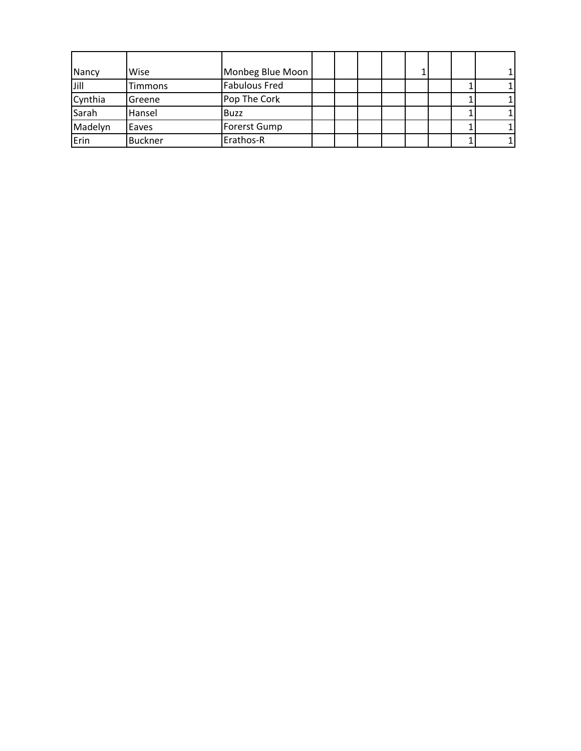| | | | | | | | | | | |
|---|---|---|---|---|---|---|---|---|---|---|
| Nancy | Wise | Monbeg Blue Moon | | | | | 1 | | | 1 |
| Jill | Timmons | Fabulous Fred | | | | | | | 1 | 1 |
| Cynthia | Greene | Pop The Cork | | | | | | | 1 | 1 |
| Sarah | Hansel | Buzz | | | | | | | 1 | 1 |
| Madelyn | Eaves | Forerst Gump | | | | | | | 1 | 1 |
| Erin | Buckner | Erathos-R | | | | | | | 1 | 1 |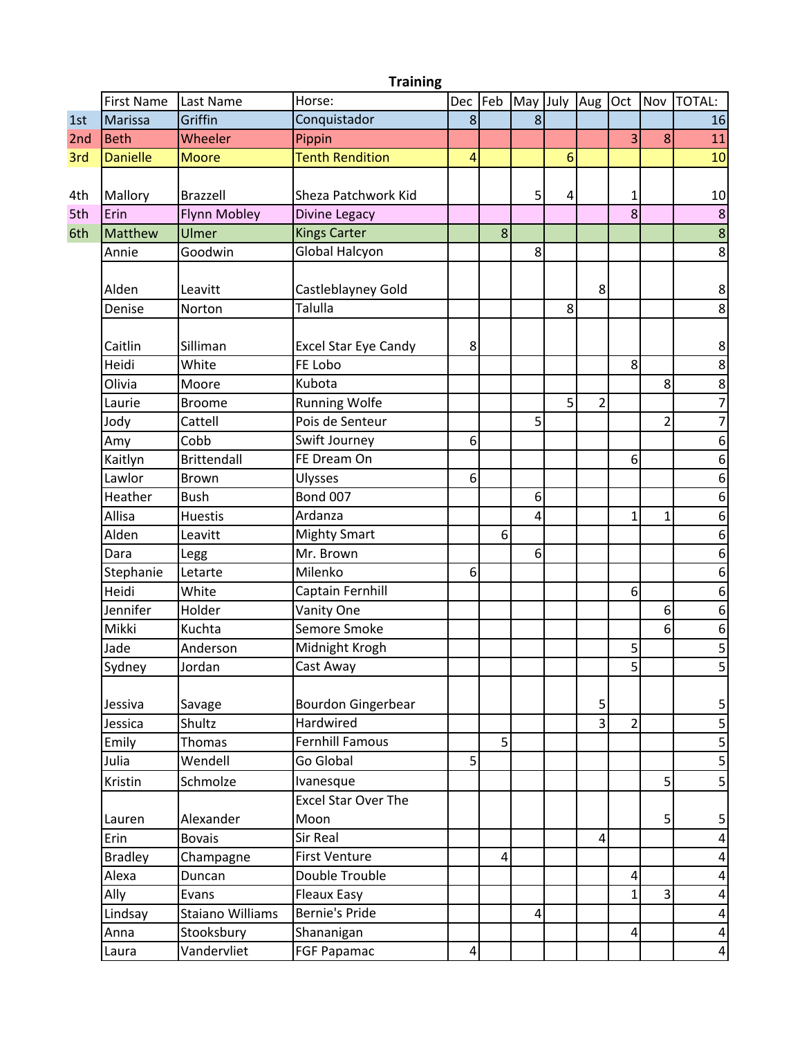## Training

| | First Name | Last Name | Horse: | Dec | Feb | May | July | Aug | Oct | Nov | TOTAL: |
|---|---|---|---|---|---|---|---|---|---|---|---|
| 1st | Marissa | Griffin | Conquistador | 8 | | 8 | | | | | 16 |
| 2nd | Beth | Wheeler | Pippin | | | | | | 3 | 8 | 11 |
| 3rd | Danielle | Moore | Tenth Rendition | 4 | | | 6 | | | | 10 |
| 4th | Mallory | Brazzell | Sheza Patchwork Kid | | | 5 | 4 | | 1 | | 10 |
| 5th | Erin | Flynn Mobley | Divine Legacy | | | | | | 8 | | 8 |
| 6th | Matthew | Ulmer | Kings Carter | | 8 | | | | | | 8 |
| | Annie | Goodwin | Global Halcyon | | | 8 | | | | | 8 |
| | Alden | Leavitt | Castleblayney Gold | | | | | 8 | | | 8 |
| | Denise | Norton | Talulla | | | | 8 | | | | 8 |
| | Caitlin | Silliman | Excel Star Eye Candy | 8 | | | | | | | 8 |
| | Heidi | White | FE Lobo | | | | | | 8 | | 8 |
| | Olivia | Moore | Kubota | | | | | | | 8 | 8 |
| | Laurie | Broome | Running Wolfe | | | | 5 | 2 | | | 7 |
| | Jody | Cattell | Pois de Senteur | | | 5 | | | | 2 | 7 |
| | Amy | Cobb | Swift Journey | 6 | | | | | | | 6 |
| | Kaitlyn | Brittendall | FE Dream On | | | | | | 6 | | 6 |
| | Lawlor | Brown | Ulysses | 6 | | | | | | | 6 |
| | Heather | Bush | Bond 007 | | | 6 | | | | | 6 |
| | Allisa | Huestis | Ardanza | | | 4 | | | 1 | 1 | 6 |
| | Alden | Leavitt | Mighty Smart | | 6 | | | | | | 6 |
| | Dara | Legg | Mr. Brown | | | 6 | | | | | 6 |
| | Stephanie | Letarte | Milenko | 6 | | | | | | | 6 |
| | Heidi | White | Captain Fernhill | | | | | | 6 | | 6 |
| | Jennifer | Holder | Vanity One | | | | | | | 6 | 6 |
| | Mikki | Kuchta | Semore Smoke | | | | | | | 6 | 6 |
| | Jade | Anderson | Midnight Krogh | | | | | | 5 | | 5 |
| | Sydney | Jordan | Cast Away | | | | | | 5 | | 5 |
| | Jessiva | Savage | Bourdon Gingerbear | | | | | 5 | | | 5 |
| | Jessica | Shultz | Hardwired | | | | | 3 | 2 | | 5 |
| | Emily | Thomas | Fernhill Famous | | 5 | | | | | | 5 |
| | Julia | Wendell | Go Global | 5 | | | | | | | 5 |
| | Kristin | Schmolze | Ivanesque | | | | | | | 5 | 5 |
| | Lauren | Alexander | Excel Star Over The Moon | | | | | | | 5 | 5 |
| | Erin | Bovais | Sir Real | | | | | 4 | | | 4 |
| | Bradley | Champagne | First Venture | | 4 | | | | | | 4 |
| | Alexa | Duncan | Double Trouble | | | | | | 4 | | 4 |
| | Ally | Evans | Fleaux Easy | | | | | | 1 | 3 | 4 |
| | Lindsay | Staiano Williams | Bernie's Pride | | | 4 | | | | | 4 |
| | Anna | Stooksbury | Shananigan | | | | | | 4 | | 4 |
| | Laura | Vandervliet | FGF Papamac | 4 | | | | | | | 4 |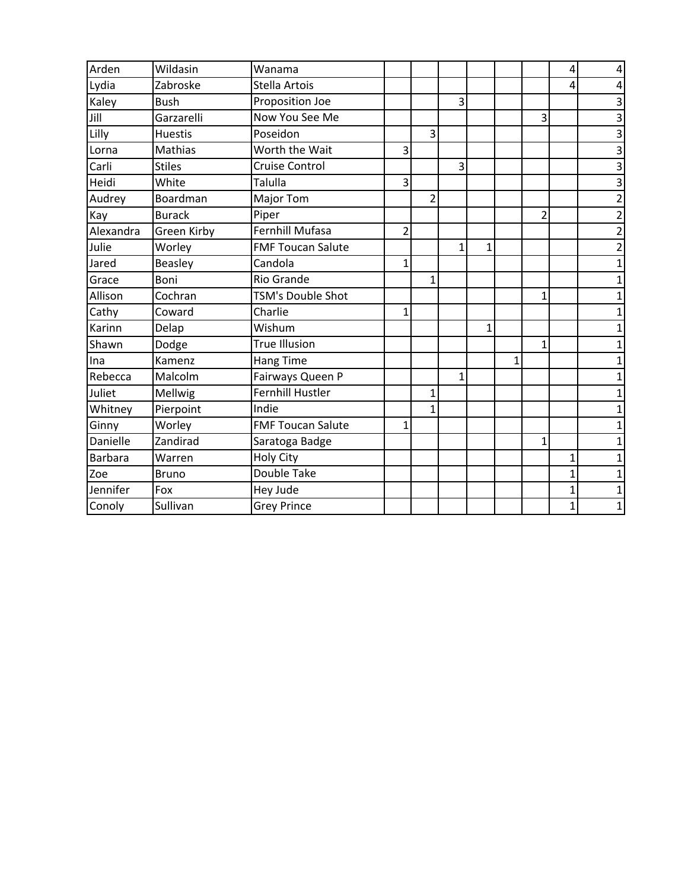| | | | | | | | | | | |
|---|---|---|---|---|---|---|---|---|---|---|
| Arden | Wildasin | Wanama | | | | | | | 4 | 4 |
| Lydia | Zabroske | Stella Artois | | | | | | | 4 | 4 |
| Kaley | Bush | Proposition Joe | | | 3 | | | | | 3 |
| Jill | Garzarelli | Now You See Me | | | | | | 3 | | 3 |
| Lilly | Huestis | Poseidon | | 3 | | | | | | 3 |
| Lorna | Mathias | Worth the Wait | 3 | | | | | | | 3 |
| Carli | Stiles | Cruise Control | | | 3 | | | | | 3 |
| Heidi | White | Talulla | 3 | | | | | | | 3 |
| Audrey | Boardman | Major Tom | | 2 | | | | | | 2 |
| Kay | Burack | Piper | | | | | | 2 | | 2 |
| Alexandra | Green Kirby | Fernhill Mufasa | 2 | | | | | | | 2 |
| Julie | Worley | FMF Toucan Salute | | | 1 | 1 | | | | 2 |
| Jared | Beasley | Candola | 1 | | | | | | | 1 |
| Grace | Boni | Rio Grande | | 1 | | | | | | 1 |
| Allison | Cochran | TSM's Double Shot | | | | | | 1 | | 1 |
| Cathy | Coward | Charlie | 1 | | | | | | | 1 |
| Karinn | Delap | Wishum | | | | 1 | | | | 1 |
| Shawn | Dodge | True Illusion | | | | | | 1 | | 1 |
| Ina | Kamenz | Hang Time | | | | | 1 | | | 1 |
| Rebecca | Malcolm | Fairways Queen P | | | 1 | | | | | 1 |
| Juliet | Mellwig | Fernhill Hustler | | 1 | | | | | | 1 |
| Whitney | Pierpoint | Indie | | 1 | | | | | | 1 |
| Ginny | Worley | FMF Toucan Salute | 1 | | | | | | | 1 |
| Danielle | Zandirad | Saratoga Badge | | | | | | 1 | | 1 |
| Barbara | Warren | Holy City | | | | | | | 1 | 1 |
| Zoe | Bruno | Double Take | | | | | | | 1 | 1 |
| Jennifer | Fox | Hey Jude | | | | | | | 1 | 1 |
| Conoly | Sullivan | Grey Prince | | | | | | | 1 | 1 |